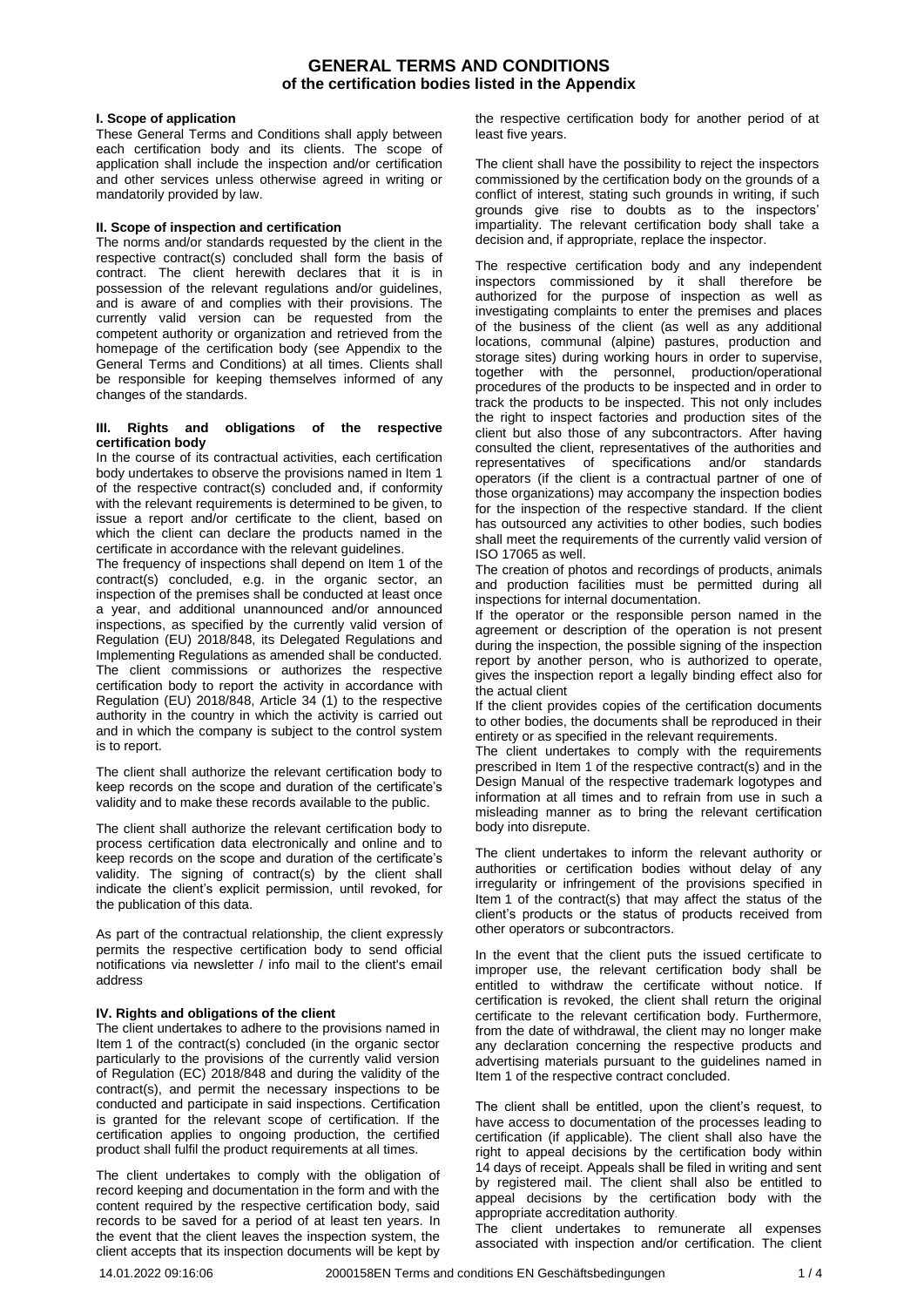# GENERAL TERMS AND CONDITIONS
## of the certification bodies listed in the Appendix

### I. Scope of application

These General Terms and Conditions shall apply between each certification body and its clients. The scope of application shall include the inspection and/or certification and other services unless otherwise agreed in writing or mandatorily provided by law.

### II. Scope of inspection and certification

The norms and/or standards requested by the client in the respective contract(s) concluded shall form the basis of contract. The client herewith declares that it is in possession of the relevant regulations and/or guidelines, and is aware of and complies with their provisions. The currently valid version can be requested from the competent authority or organization and retrieved from the homepage of the certification body (see Appendix to the General Terms and Conditions) at all times. Clients shall be responsible for keeping themselves informed of any changes of the standards.

### III. Rights and obligations of the respective certification body

In the course of its contractual activities, each certification body undertakes to observe the provisions named in Item 1 of the respective contract(s) concluded and, if conformity with the relevant requirements is determined to be given, to issue a report and/or certificate to the client, based on which the client can declare the products named in the certificate in accordance with the relevant guidelines.

The frequency of inspections shall depend on Item 1 of the contract(s) concluded, e.g. in the organic sector, an inspection of the premises shall be conducted at least once a year, and additional unannounced and/or announced inspections, as specified by the currently valid version of Regulation (EU) 2018/848, its Delegated Regulations and Implementing Regulations as amended shall be conducted. The client commissions or authorizes the respective certification body to report the activity in accordance with Regulation (EU) 2018/848, Article 34 (1) to the respective authority in the country in which the activity is carried out and in which the company is subject to the control system is to report.

The client shall authorize the relevant certification body to keep records on the scope and duration of the certificate's validity and to make these records available to the public.

The client shall authorize the relevant certification body to process certification data electronically and online and to keep records on the scope and duration of the certificate's validity. The signing of contract(s) by the client shall indicate the client's explicit permission, until revoked, for the publication of this data.

As part of the contractual relationship, the client expressly permits the respective certification body to send official notifications via newsletter / info mail to the client's email address

### IV. Rights and obligations of the client

The client undertakes to adhere to the provisions named in Item 1 of the contract(s) concluded (in the organic sector particularly to the provisions of the currently valid version of Regulation (EC) 2018/848 and during the validity of the contract(s), and permit the necessary inspections to be conducted and participate in said inspections. Certification is granted for the relevant scope of certification. If the certification applies to ongoing production, the certified product shall fulfil the product requirements at all times.

The client undertakes to comply with the obligation of record keeping and documentation in the form and with the content required by the respective certification body, said records to be saved for a period of at least ten years. In the event that the client leaves the inspection system, the client accepts that its inspection documents will be kept by the respective certification body for another period of at least five years.

The client shall have the possibility to reject the inspectors commissioned by the certification body on the grounds of a conflict of interest, stating such grounds in writing, if such grounds give rise to doubts as to the inspectors' impartiality. The relevant certification body shall take a decision and, if appropriate, replace the inspector.

The respective certification body and any independent inspectors commissioned by it shall therefore be authorized for the purpose of inspection as well as investigating complaints to enter the premises and places of the business of the client (as well as any additional locations, communal (alpine) pastures, production and storage sites) during working hours in order to supervise, together with the personnel, production/operational procedures of the products to be inspected and in order to track the products to be inspected. This not only includes the right to inspect factories and production sites of the client but also those of any subcontractors. After having consulted the client, representatives of the authorities and representatives of specifications and/or standards operators (if the client is a contractual partner of one of those organizations) may accompany the inspection bodies for the inspection of the respective standard. If the client has outsourced any activities to other bodies, such bodies shall meet the requirements of the currently valid version of ISO 17065 as well.

The creation of photos and recordings of products, animals and production facilities must be permitted during all inspections for internal documentation.

If the operator or the responsible person named in the agreement or description of the operation is not present during the inspection, the possible signing of the inspection report by another person, who is authorized to operate, gives the inspection report a legally binding effect also for the actual client

If the client provides copies of the certification documents to other bodies, the documents shall be reproduced in their entirety or as specified in the relevant requirements.

The client undertakes to comply with the requirements prescribed in Item 1 of the respective contract(s) and in the Design Manual of the respective trademark logotypes and information at all times and to refrain from use in such a misleading manner as to bring the relevant certification body into disrepute.

The client undertakes to inform the relevant authority or authorities or certification bodies without delay of any irregularity or infringement of the provisions specified in Item 1 of the contract(s) that may affect the status of the client's products or the status of products received from other operators or subcontractors.

In the event that the client puts the issued certificate to improper use, the relevant certification body shall be entitled to withdraw the certificate without notice. If certification is revoked, the client shall return the original certificate to the relevant certification body. Furthermore, from the date of withdrawal, the client may no longer make any declaration concerning the respective products and advertising materials pursuant to the guidelines named in Item 1 of the respective contract concluded.

The client shall be entitled, upon the client's request, to have access to documentation of the processes leading to certification (if applicable). The client shall also have the right to appeal decisions by the certification body within 14 days of receipt. Appeals shall be filed in writing and sent by registered mail. The client shall also be entitled to appeal decisions by the certification body with the appropriate accreditation authority.

The client undertakes to remunerate all expenses associated with inspection and/or certification. The client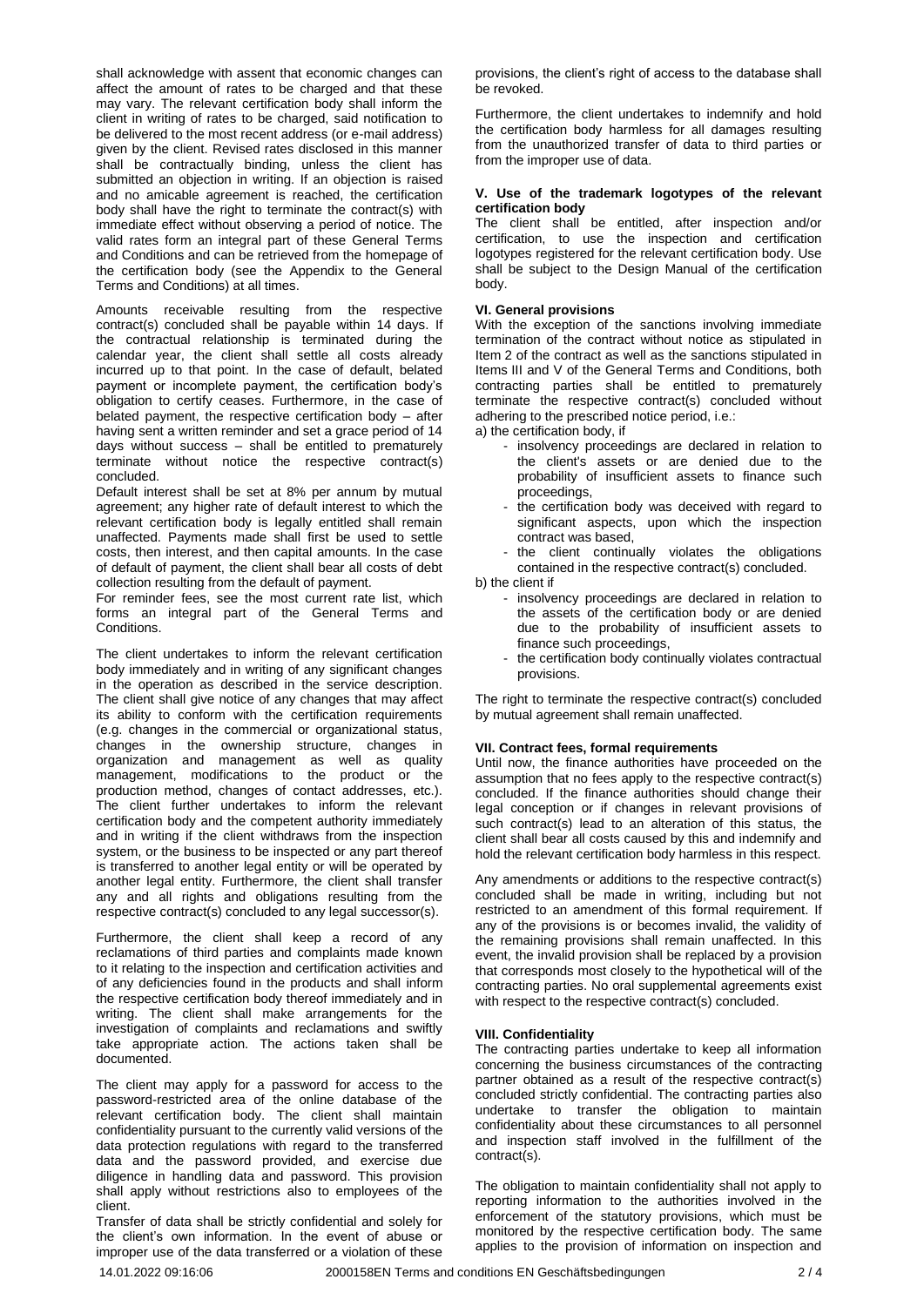shall acknowledge with assent that economic changes can affect the amount of rates to be charged and that these may vary. The relevant certification body shall inform the client in writing of rates to be charged, said notification to be delivered to the most recent address (or e-mail address) given by the client. Revised rates disclosed in this manner shall be contractually binding, unless the client has submitted an objection in writing. If an objection is raised and no amicable agreement is reached, the certification body shall have the right to terminate the contract(s) with immediate effect without observing a period of notice. The valid rates form an integral part of these General Terms and Conditions and can be retrieved from the homepage of the certification body (see the Appendix to the General Terms and Conditions) at all times.

Amounts receivable resulting from the respective contract(s) concluded shall be payable within 14 days. If the contractual relationship is terminated during the calendar year, the client shall settle all costs already incurred up to that point. In the case of default, belated payment or incomplete payment, the certification body's obligation to certify ceases. Furthermore, in the case of belated payment, the respective certification body – after having sent a written reminder and set a grace period of 14 days without success – shall be entitled to prematurely terminate without notice the respective contract(s) concluded.

Default interest shall be set at 8% per annum by mutual agreement; any higher rate of default interest to which the relevant certification body is legally entitled shall remain unaffected. Payments made shall first be used to settle costs, then interest, and then capital amounts. In the case of default of payment, the client shall bear all costs of debt collection resulting from the default of payment.

For reminder fees, see the most current rate list, which forms an integral part of the General Terms and Conditions.

The client undertakes to inform the relevant certification body immediately and in writing of any significant changes in the operation as described in the service description. The client shall give notice of any changes that may affect its ability to conform with the certification requirements (e.g. changes in the commercial or organizational status, changes in the ownership structure, changes in organization and management as well as quality management, modifications to the product or the production method, changes of contact addresses, etc.). The client further undertakes to inform the relevant certification body and the competent authority immediately and in writing if the client withdraws from the inspection system, or the business to be inspected or any part thereof is transferred to another legal entity or will be operated by another legal entity. Furthermore, the client shall transfer any and all rights and obligations resulting from the respective contract(s) concluded to any legal successor(s).

Furthermore, the client shall keep a record of any reclamations of third parties and complaints made known to it relating to the inspection and certification activities and of any deficiencies found in the products and shall inform the respective certification body thereof immediately and in writing. The client shall make arrangements for the investigation of complaints and reclamations and swiftly take appropriate action. The actions taken shall be documented.

The client may apply for a password for access to the password-restricted area of the online database of the relevant certification body. The client shall maintain confidentiality pursuant to the currently valid versions of the data protection regulations with regard to the transferred data and the password provided, and exercise due diligence in handling data and password. This provision shall apply without restrictions also to employees of the client.

Transfer of data shall be strictly confidential and solely for the client's own information. In the event of abuse or improper use of the data transferred or a violation of these provisions, the client's right of access to the database shall be revoked.

Furthermore, the client undertakes to indemnify and hold the certification body harmless for all damages resulting from the unauthorized transfer of data to third parties or from the improper use of data.

#### V. Use of the trademark logotypes of the relevant certification body

The client shall be entitled, after inspection and/or certification, to use the inspection and certification logotypes registered for the relevant certification body. Use shall be subject to the Design Manual of the certification body.

#### VI. General provisions

With the exception of the sanctions involving immediate termination of the contract without notice as stipulated in Item 2 of the contract as well as the sanctions stipulated in Items III and V of the General Terms and Conditions, both contracting parties shall be entitled to prematurely terminate the respective contract(s) concluded without adhering to the prescribed notice period, i.e.:

a) the certification body, if

- insolvency proceedings are declared in relation to the client's assets or are denied due to the probability of insufficient assets to finance such proceedings,
- the certification body was deceived with regard to significant aspects, upon which the inspection contract was based,
- the client continually violates the obligations contained in the respective contract(s) concluded.

b) the client if

- insolvency proceedings are declared in relation to the assets of the certification body or are denied due to the probability of insufficient assets to finance such proceedings,
- the certification body continually violates contractual provisions.

The right to terminate the respective contract(s) concluded by mutual agreement shall remain unaffected.

#### VII. Contract fees, formal requirements

Until now, the finance authorities have proceeded on the assumption that no fees apply to the respective contract(s) concluded. If the finance authorities should change their legal conception or if changes in relevant provisions of such contract(s) lead to an alteration of this status, the client shall bear all costs caused by this and indemnify and hold the relevant certification body harmless in this respect.

Any amendments or additions to the respective contract(s) concluded shall be made in writing, including but not restricted to an amendment of this formal requirement. If any of the provisions is or becomes invalid, the validity of the remaining provisions shall remain unaffected. In this event, the invalid provision shall be replaced by a provision that corresponds most closely to the hypothetical will of the contracting parties. No oral supplemental agreements exist with respect to the respective contract(s) concluded.

#### VIII. Confidentiality

The contracting parties undertake to keep all information concerning the business circumstances of the contracting partner obtained as a result of the respective contract(s) concluded strictly confidential. The contracting parties also undertake to transfer the obligation to maintain confidentiality about these circumstances to all personnel and inspection staff involved in the fulfillment of the contract(s).

The obligation to maintain confidentiality shall not apply to reporting information to the authorities involved in the enforcement of the statutory provisions, which must be monitored by the respective certification body. The same applies to the provision of information on inspection and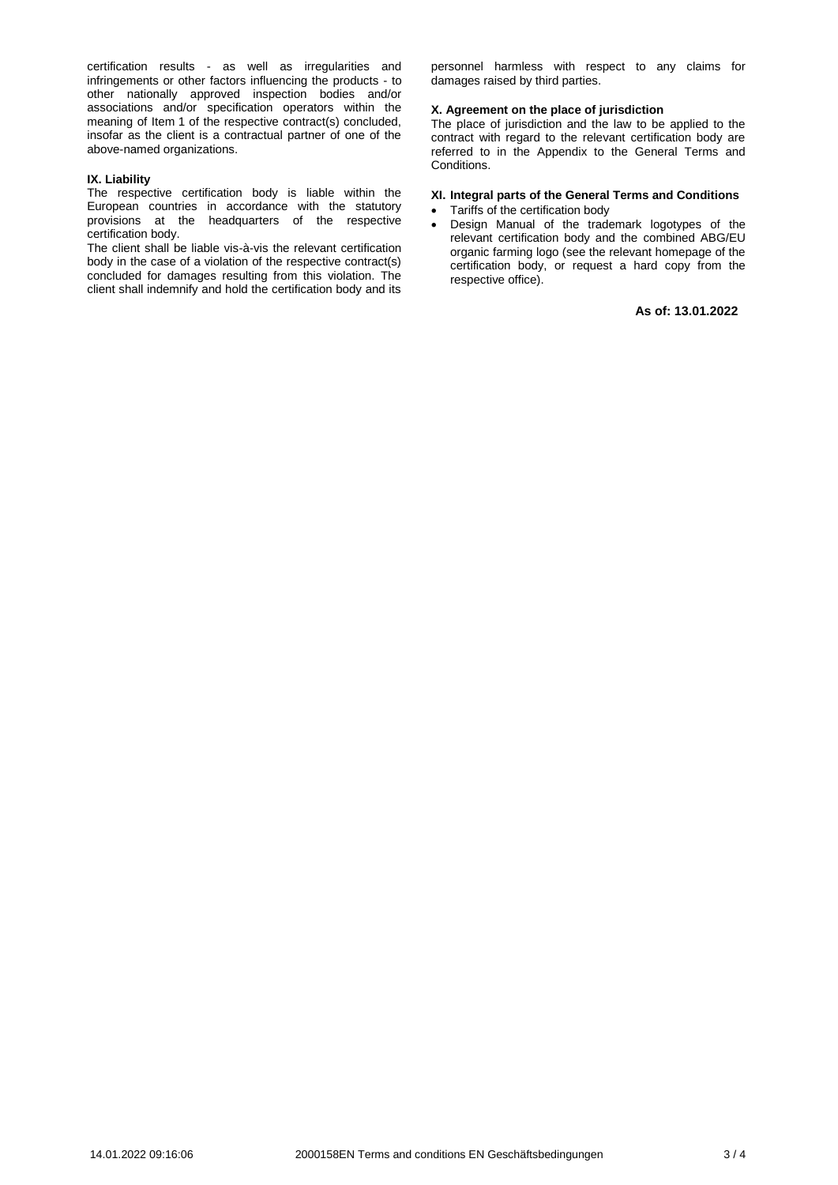certification results - as well as irregularities and infringements or other factors influencing the products - to other nationally approved inspection bodies and/or associations and/or specification operators within the meaning of Item 1 of the respective contract(s) concluded, insofar as the client is a contractual partner of one of the above-named organizations.

**IX. Liability**

The respective certification body is liable within the European countries in accordance with the statutory provisions at the headquarters of the respective certification body.

The client shall be liable vis-à-vis the relevant certification body in the case of a violation of the respective contract(s) concluded for damages resulting from this violation. The client shall indemnify and hold the certification body and its personnel harmless with respect to any claims for damages raised by third parties.

**X. Agreement on the place of jurisdiction**

The place of jurisdiction and the law to be applied to the contract with regard to the relevant certification body are referred to in the Appendix to the General Terms and Conditions.

**XI. Integral parts of the General Terms and Conditions**

- Tariffs of the certification body
- Design Manual of the trademark logotypes of the relevant certification body and the combined ABG/EU organic farming logo (see the relevant homepage of the certification body, or request a hard copy from the respective office).

**As of: 13.01.2022**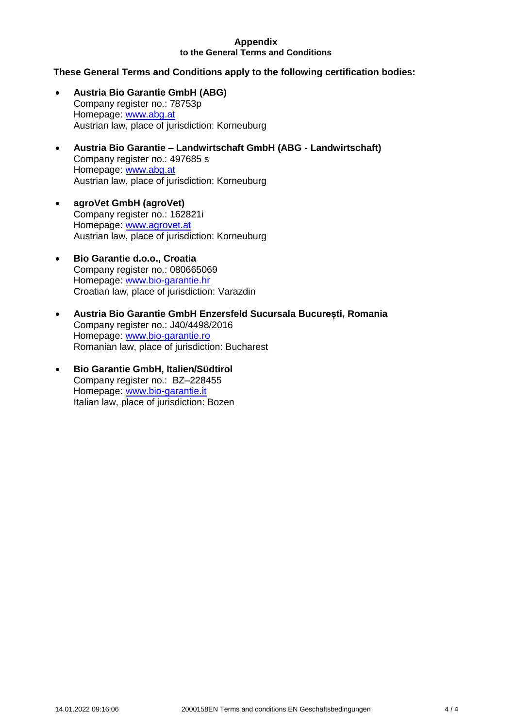**Appendix**
**to the General Terms and Conditions**

**These General Terms and Conditions apply to the following certification bodies:**

- **Austria Bio Garantie GmbH (ABG)**
  Company register no.: 78753p
  Homepage: www.abg.at
  Austrian law, place of jurisdiction: Korneuburg

- **Austria Bio Garantie – Landwirtschaft GmbH (ABG - Landwirtschaft)**
  Company register no.: 497685 s
  Homepage: www.abg.at
  Austrian law, place of jurisdiction: Korneuburg

- **agroVet GmbH (agroVet)**
  Company register no.: 162821i
  Homepage: www.agrovet.at
  Austrian law, place of jurisdiction: Korneuburg

- **Bio Garantie d.o.o., Croatia**
  Company register no.: 080665069
  Homepage: www.bio-garantie.hr
  Croatian law, place of jurisdiction: Varazdin

- **Austria Bio Garantie GmbH Enzersfeld Sucursala București, Romania**
  Company register no.: J40/4498/2016
  Homepage: www.bio-garantie.ro
  Romanian law, place of jurisdiction: Bucharest

- **Bio Garantie GmbH, Italien/Südtirol**
  Company register no.: BZ–228455
  Homepage: www.bio-garantie.it
  Italian law, place of jurisdiction: Bozen